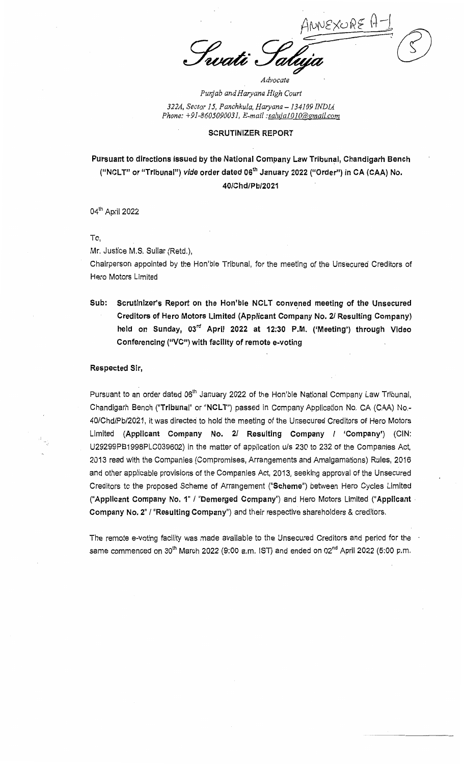ANNEXURE A-1

# Swati Saluja

*Advocate*

*Punjab and Haryana High Court*

*322A, Sector 15, Panchkula, Haryana – 134109 INDIA*

*Phone: +91-8605090031, E-mail :saluja1010@gmail.com*

**SCRUTINIZER REPORT**

**Pursuant to directions issued by the National Company Law Tribunal, Chandigarh Bench ("NCLT" or "Tribunal") *vide* order dated 06th January 2022 ("Order") in CA (CAA) No. 40/Chd/Pb/2021**

04th April 2022

To,

Mr. Justice M.S. Sullar (Retd.),

Chairperson appointed by the Hon'ble Tribunal, for the meeting of the Unsecured Creditors of Hero Motors Limited

**Sub: Scrutinizer's Report on the Hon'ble NCLT convened meeting of the Unsecured Creditors of Hero Motors Limited (Applicant Company No. 2/ Resulting Company) held on Sunday, 03rd April 2022 at 12:30 P.M. ('Meeting') through Video Conferencing ("VC") with facility of remote e-voting**

**Respected Sir,**

Pursuant to an order dated 06th January 2022 of the Hon'ble National Company Law Tribunal, Chandigarh Bench ("**Tribunal**" or "**NCLT**") passed in Company Application No. CA (CAA) No.-40/Chd/Pb/2021, it was directed to hold the meeting of the Unsecured Creditors of Hero Motors Limited (**Applicant Company No. 2/ Resulting Company / 'Company'**) (CIN: U29299PB1998PLC039602) in the matter of application u/s 230 to 232 of the Companies Act, 2013 read with the Companies (Compromises, Arrangements and Amalgamations) Rules, 2016 and other applicable provisions of the Companies Act, 2013, seeking approval of the Unsecured Creditors to the proposed Scheme of Arrangement ("**Scheme**") between Hero Cycles Limited ("**Applicant Company No. 1**" / "**Demerged Company**") and Hero Motors Limited ("**Applicant Company No. 2**" / "**Resulting Company**") and their respective shareholders & creditors.

The remote e-voting facility was made available to the Unsecured Creditors and period for the same commenced on 30th March 2022 (9:00 a.m. IST) and ended on 02nd April 2022 (5:00 p.m.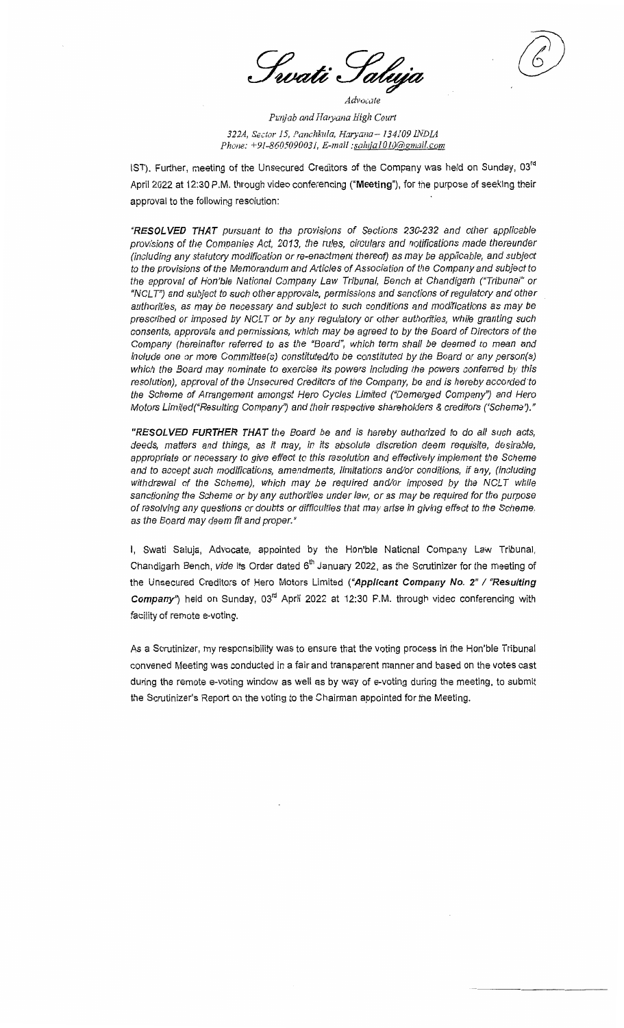IST). Further, meeting of the Unsecured Creditors of the Company was held on Sunday, 03rd April 2022 at 12:30 P.M. through video conferencing ("**Meeting**"), for the purpose of seeking their approval to the following resolution:

*"**RESOLVED THAT** pursuant to the provisions of Sections 230-232 and other applicable provisions of the Companies Act, 2013, the rules, circulars and notifications made thereunder (including any statutory modification or re-enactment thereof) as may be applicable, and subject to the provisions of the Memorandum and Articles of Association of the Company and subject to the approval of Hon'ble National Company Law Tribunal, Bench at Chandigarh ("Tribunal" or "NCLT") and subject to such other approvals, permissions and sanctions of regulatory and other authorities, as may be necessary and subject to such conditions and modifications as may be prescribed or imposed by NCLT or by any regulatory or other authorities, while granting such consents, approvals and permissions, which may be agreed to by the Board of Directors of the Company (hereinafter referred to as the "Board", which term shall be deemed to mean and include one or more Committee(s) constituted/to be constituted by the Board or any person(s) which the Board may nominate to exercise its powers including the powers conferred by this resolution), approval of the Unsecured Creditors of the Company, be and is hereby accorded to the Scheme of Arrangement amongst Hero Cycles Limited ("Demerged Company") and Hero Motors Limited("Resulting Company") and their respective shareholders & creditors ("Scheme")."*

*"**RESOLVED FURTHER THAT** the Board be and is hereby authorized to do all such acts, deeds, matters and things, as it may, in its absolute discretion deem requisite, desirable, appropriate or necessary to give effect to this resolution and effectively implement the Scheme and to accept such modifications, amendments, limitations and/or conditions, if any, (including withdrawal of the Scheme), which may be required and/or imposed by the NCLT while sanctioning the Scheme or by any authorities under law, or as may be required for the purpose of resolving any questions or doubts or difficulties that may arise in giving effect to the Scheme, as the Board may deem fit and proper."*

I, Swati Saluja, Advocate, appointed by the Hon'ble National Company Law Tribunal, Chandigarh Bench, *vide* its Order dated 6th January 2022, as the Scrutinizer for the meeting of the Unsecured Creditors of Hero Motors Limited (***"Applicant Company No. 2" / "Resulting Company"***) held on Sunday, 03rd April 2022 at 12:30 P.M. through video conferencing with facility of remote e-voting.

As a Scrutinizer, my responsibility was to ensure that the voting process in the Hon'ble Tribunal convened Meeting was conducted in a fair and transparent manner and based on the votes cast during the remote e-voting window as well as by way of e-voting during the meeting, to submit the Scrutinizer's Report on the voting to the Chairman appointed for the Meeting.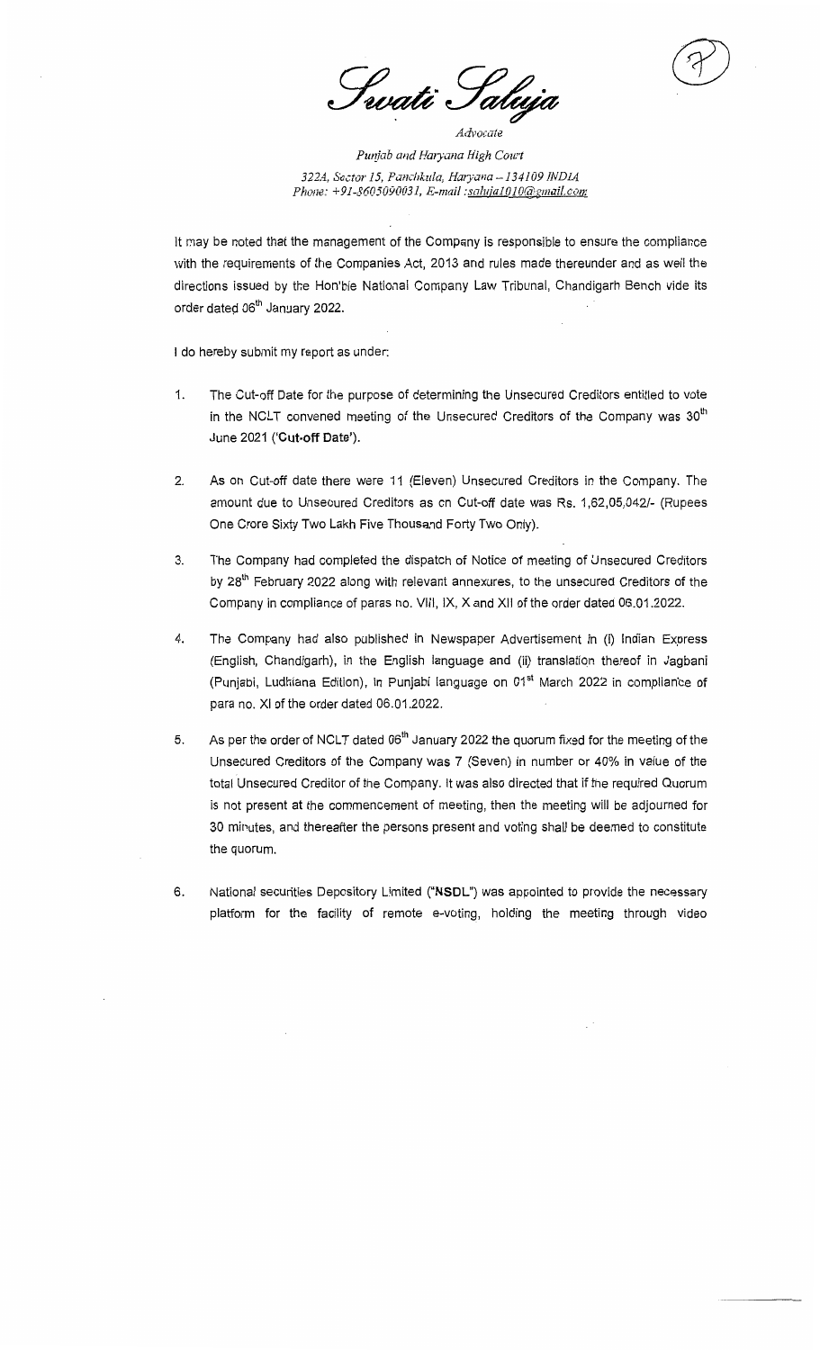*Swati Saluja*

*Advocate*

*Punjab and Haryana High Court*

*322A, Sector 15, Panchkula, Haryana – 134109 INDIA*

*Phone: +91-8605090031, E-mail : saluja1010@gmail.com*

It may be noted that the management of the Company is responsible to ensure the compliance with the requirements of the Companies Act, 2013 and rules made thereunder and as well the directions issued by the Hon'ble National Company Law Tribunal, Chandigarh Bench vide its order dated 06th January 2022.

I do hereby submit my report as under:

1. The Cut-off Date for the purpose of determining the Unsecured Creditors entitled to vote in the NCLT convened meeting of the Unsecured Creditors of the Company was 30th June 2021 ('**Cut-off Date**').

2. As on Cut-off date there were 11 (Eleven) Unsecured Creditors in the Company. The amount due to Unsecured Creditors as on Cut-off date was Rs. 1,62,05,042/- (Rupees One Crore Sixty Two Lakh Five Thousand Forty Two Only).

3. The Company had completed the dispatch of Notice of meeting of Unsecured Creditors by 28th February 2022 along with relevant annexures, to the unsecured Creditors of the Company in compliance of paras no. VIII, IX, X and XII of the order dated 06.01.2022.

4. The Company had also published in Newspaper Advertisement in (i) Indian Express (English, Chandigarh), in the English language and (ii) translation thereof in Jagbani (Punjabi, Ludhiana Edition), in Punjabi language on 01st March 2022 in compliance of para no. XI of the order dated 06.01.2022.

5. As per the order of NCLT dated 06th January 2022 the quorum fixed for the meeting of the Unsecured Creditors of the Company was 7 (Seven) in number or 40% in value of the total Unsecured Creditor of the Company. It was also directed that if the required Quorum is not present at the commencement of meeting, then the meeting will be adjourned for 30 minutes, and thereafter the persons present and voting shall be deemed to constitute the quorum.

6. National securities Depository Limited ("**NSDL**") was appointed to provide the necessary platform for the facility of remote e-voting, holding the meeting through video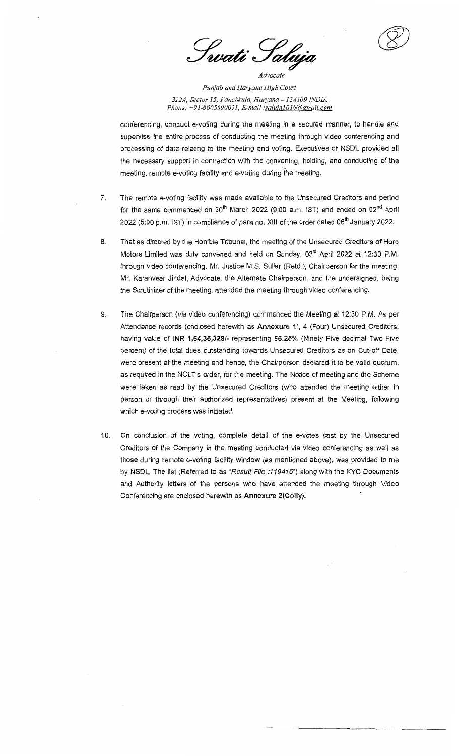Swati Saluja

*Advocate*

*Punjab and Haryana High Court*

*322A, Sector 15, Panchkula, Haryana – 134109 INDIA*

*Phone: +91-8605090031, E-mail :saluja1010@gmail.com*

conferencing, conduct e-voting during the meeting in a secured manner, to handle and supervise the entire process of conducting the meeting through video conferencing and processing of data relating to the meeting and voting. Executives of NSDL provided all the necessary support in connection with the convening, holding, and conducting of the meeting, remote e-voting facility and e-voting during the meeting.

7. The remote e-voting facility was made available to the Unsecured Creditors and period for the same commenced on 30th March 2022 (9:00 a.m. IST) and ended on 02nd April 2022 (5:00 p.m. IST) in compliance of para no. XIII of the order dated 06th January 2022.

8. That as directed by the Hon'ble Tribunal, the meeting of the Unsecured Creditors of Hero Motors Limited was duly convened and held on Sunday, 03rd April 2022 at 12:30 P.M. through video conferencing. Mr. Justice M.S. Sullar (Retd.), Chairperson for the meeting, Mr. Karanveer Jindal, Advocate, the Alternate Chairperson, and the undersigned, being the Scrutinizer of the meeting, attended the meeting through video conferencing.

9. The Chairperson (*via* video conferencing) commenced the Meeting at 12:30 P.M. As per Attendance records (enclosed herewith as **Annexure 1**), 4 (Four) Unsecured Creditors, having value of **INR 1,54,35,328/-** representing **95.25%** (Ninety Five decimal Two Five percent) of the total dues outstanding towards Unsecured Creditors as on Cut-off Date, were present at the meeting and hence, the Chairperson declared it to be valid quorum, as required in the NCLT's order, for the meeting. The Notice of meeting and the Scheme were taken as read by the Unsecured Creditors (who attended the meeting either in person or through their authorized representatives) present at the Meeting, following which e-voting process was initiated.

10. On conclusion of the voting, complete detail of the e-votes cast by the Unsecured Creditors of the Company in the meeting conducted via video conferencing as well as those during remote e-voting facility window (as mentioned above), was provided to me by NSDL. The list (Referred to as "*Result File :119416*") along with the KYC Documents and Authority letters of the persons who have attended the meeting through Video Conferencing are enclosed herewith as **Annexure 2(Colly).**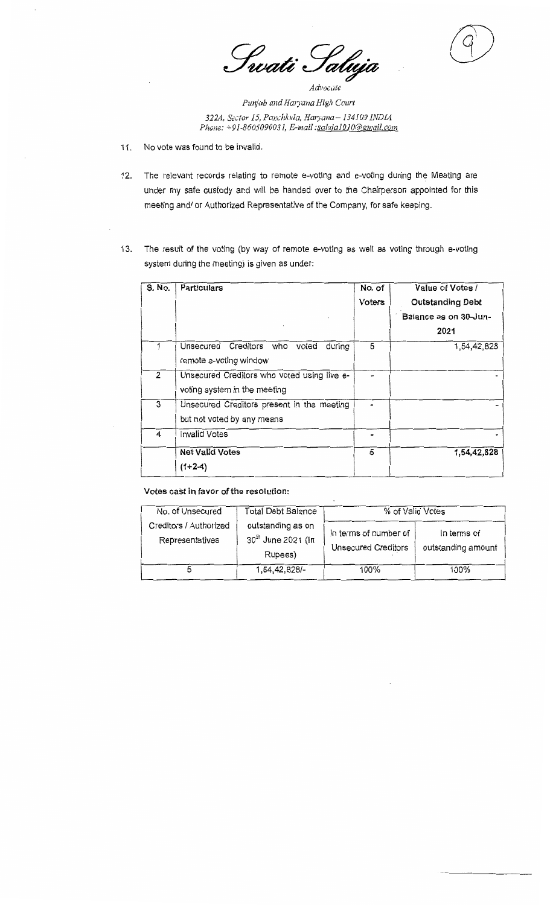# Swati Saluja

*Advocate*

*Punjab and Haryana High Court*

*322A, Sector 15, Panchkula, Haryana – 134109 INDIA*

*Phone: +91-8605090031, E-mail: saluja1010@gmail.com*

11. No vote was found to be invalid.

12. The relevant records relating to remote e-voting and e-voting during the Meeting are under my safe custody and will be handed over to the Chairperson appointed for this meeting and/ or Authorized Representative of the Company, for safe keeping.

13. The result of the voting (by way of remote e-voting as well as voting through e-voting system during the meeting) is given as under:

| S. No. | Particulars | No. of Voters | Value of Votes / Outstanding Debt Balance as on 30-Jun-2021 |
|---|---|---|---|
| 1 | Unsecured Creditors who voted during remote e-voting window | 5 | 1,54,42,828 |
| 2 | Unsecured Creditors who voted using live e-voting system in the meeting | - | - |
| 3 | Unsecured Creditors present in the meeting but not voted by any means | - | - |
| 4 | Invalid Votes | - | - |
| | **Net Valid Votes (1+2-4)** | 5 | **1,54,42,828** |

**Votes cast in favor of the resolution:**

| No. of Unsecured Creditors / Authorized Representatives | Total Debt Balance outstanding as on 30th June 2021 (In Rupees) | % of Valid Votes | |
|---|---|---|---|
| | | In terms of number of Unsecured Creditors | In terms of outstanding amount |
| 5 | 1,54,42,828/- | 100% | 100% |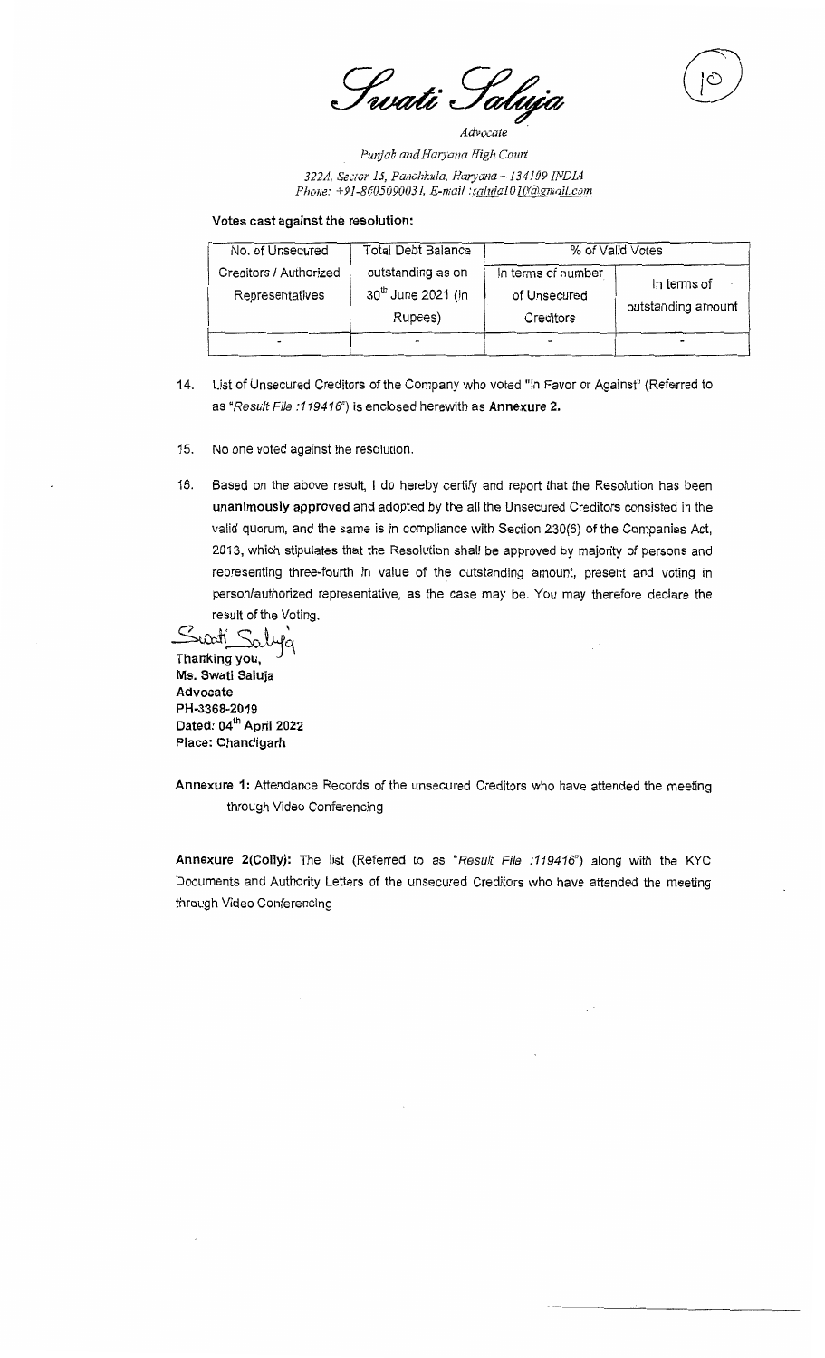# Swati Saluja

*Advocate*

*Punjab and Haryana High Court*

*322A, Sector 15, Panchkula, Haryana – 134109 INDIA*
*Phone: +91-8605090031, E-mail :saluja1010@gmail.com*

**Votes cast against the resolution:**

| No. of Unsecured Creditors / Authorized Representatives | Total Debt Balance outstanding as on 30th June 2021 (In Rupees) | % of Valid Votes | |
|---|---|---|---|
| | | In terms of number of Unsecured Creditors | In terms of outstanding amount |
| - | - | - | - |

14. List of Unsecured Creditors of the Company who voted "In Favor or Against" (Referred to as "*Result File :119416*") is enclosed herewith as **Annexure 2.**

15. No one voted against the resolution.

16. Based on the above result, I do hereby certify and report that the Resolution has been **unanimously approved** and adopted by the all the Unsecured Creditors consisted in the valid quorum, and the same is in compliance with Section 230(6) of the Companies Act, 2013, which stipulates that the Resolution shall be approved by majority of persons and representing three-fourth in value of the outstanding amount, present and voting in person/authorized representative, as the case may be. You may therefore declare the result of the Voting.

Swati Saluja

**Thanking you,**
**Ms. Swati Saluja**
**Advocate**
**PH-3368-2019**
**Dated: 04th April 2022**
**Place: Chandigarh**

**Annexure 1:** Attendance Records of the unsecured Creditors who have attended the meeting through Video Conferencing

**Annexure 2(Colly):** The list (Referred to as "*Result File :119416*") along with the KYC Documents and Authority Letters of the unsecured Creditors who have attended the meeting through Video Conferencing